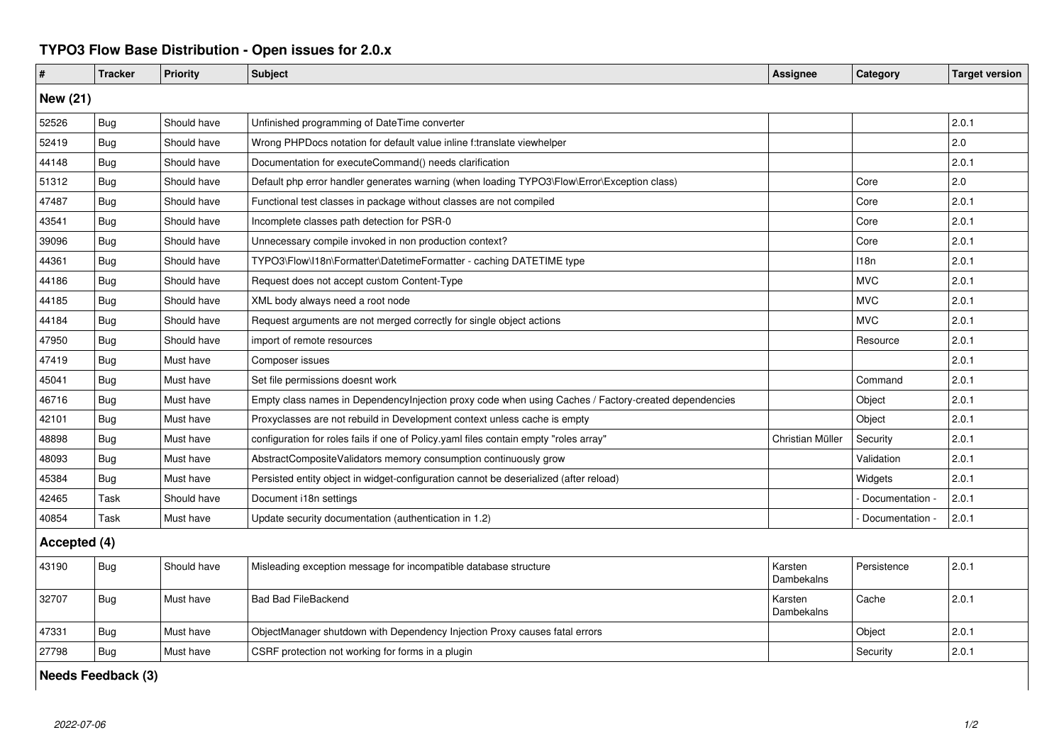# TYPO3 Flow Base Distribution - Open issues for 2.0.x

| # | Tracker | Priority | Subject | Assignee | Category | Target version |
|---|---|---|---|---|---|---|
| **New (21)** | | | | | | |
| 52526 | Bug | Should have | Unfinished programming of DateTime converter | | | 2.0.1 |
| 52419 | Bug | Should have | Wrong PHPDocs notation for default value inline f:translate viewhelper | | | 2.0 |
| 44148 | Bug | Should have | Documentation for executeCommand() needs clarification | | | 2.0.1 |
| 51312 | Bug | Should have | Default php error handler generates warning (when loading TYPO3\Flow\Error\Exception class) | | Core | 2.0 |
| 47487 | Bug | Should have | Functional test classes in package without classes are not compiled | | Core | 2.0.1 |
| 43541 | Bug | Should have | Incomplete classes path detection for PSR-0 | | Core | 2.0.1 |
| 39096 | Bug | Should have | Unnecessary compile invoked in non production context? | | Core | 2.0.1 |
| 44361 | Bug | Should have | TYPO3\Flow\I18n\Formatter\DatetimeFormatter - caching DATETIME type | | I18n | 2.0.1 |
| 44186 | Bug | Should have | Request does not accept custom Content-Type | | MVC | 2.0.1 |
| 44185 | Bug | Should have | XML body always need a root node | | MVC | 2.0.1 |
| 44184 | Bug | Should have | Request arguments are not merged correctly for single object actions | | MVC | 2.0.1 |
| 47950 | Bug | Should have | import of remote resources | | Resource | 2.0.1 |
| 47419 | Bug | Must have | Composer issues | | | 2.0.1 |
| 45041 | Bug | Must have | Set file permissions doesnt work | | Command | 2.0.1 |
| 46716 | Bug | Must have | Empty class names in DependencyInjection proxy code when using Caches / Factory-created dependencies | | Object | 2.0.1 |
| 42101 | Bug | Must have | Proxyclasses are not rebuild in Development context unless cache is empty | | Object | 2.0.1 |
| 48898 | Bug | Must have | configuration for roles fails if one of Policy.yaml files contain empty "roles array" | Christian Müller | Security | 2.0.1 |
| 48093 | Bug | Must have | AbstractCompositeValidators memory consumption continuously grow | | Validation | 2.0.1 |
| 45384 | Bug | Must have | Persisted entity object in widget-configuration cannot be deserialized (after reload) | | Widgets | 2.0.1 |
| 42465 | Task | Should have | Document i18n settings | | - Documentation - | 2.0.1 |
| 40854 | Task | Must have | Update security documentation (authentication in 1.2) | | - Documentation - | 2.0.1 |
| **Accepted (4)** | | | | | | |
| 43190 | Bug | Should have | Misleading exception message for incompatible database structure | Karsten Dambekalns | Persistence | 2.0.1 |
| 32707 | Bug | Must have | Bad Bad FileBackend | Karsten Dambekalns | Cache | 2.0.1 |
| 47331 | Bug | Must have | ObjectManager shutdown with Dependency Injection Proxy causes fatal errors | | Object | 2.0.1 |
| 27798 | Bug | Must have | CSRF protection not working for forms in a plugin | | Security | 2.0.1 |
| **Needs Feedback (3)** | | | | | | |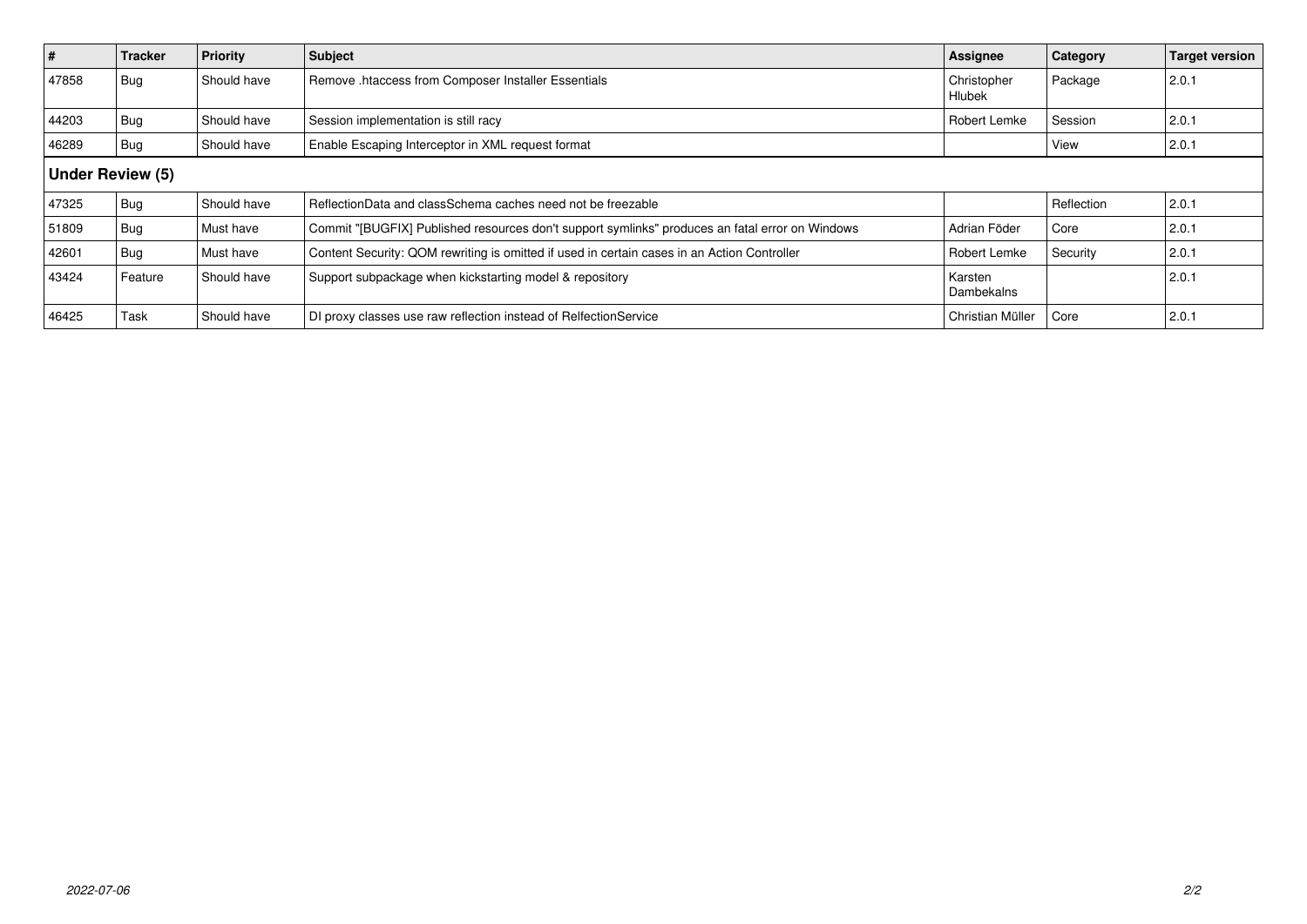| # | Tracker | Priority | Subject | Assignee | Category | Target version |
|---|---|---|---|---|---|---|
| 47858 | Bug | Should have | Remove .htaccess from Composer Installer Essentials | Christopher Hlubek | Package | 2.0.1 |
| 44203 | Bug | Should have | Session implementation is still racy | Robert Lemke | Session | 2.0.1 |
| 46289 | Bug | Should have | Enable Escaping Interceptor in XML request format | | View | 2.0.1 |
| **Under Review (5)** | | | | | | |
| 47325 | Bug | Should have | ReflectionData and classSchema caches need not be freezable | | Reflection | 2.0.1 |
| 51809 | Bug | Must have | Commit "[BUGFIX] Published resources don't support symlinks" produces an fatal error on Windows | Adrian Föder | Core | 2.0.1 |
| 42601 | Bug | Must have | Content Security: QOM rewriting is omitted if used in certain cases in an Action Controller | Robert Lemke | Security | 2.0.1 |
| 43424 | Feature | Should have | Support subpackage when kickstarting model & repository | Karsten Dambekalns | | 2.0.1 |
| 46425 | Task | Should have | DI proxy classes use raw reflection instead of RelfectionService | Christian Müller | Core | 2.0.1 |

*2022-07-06*